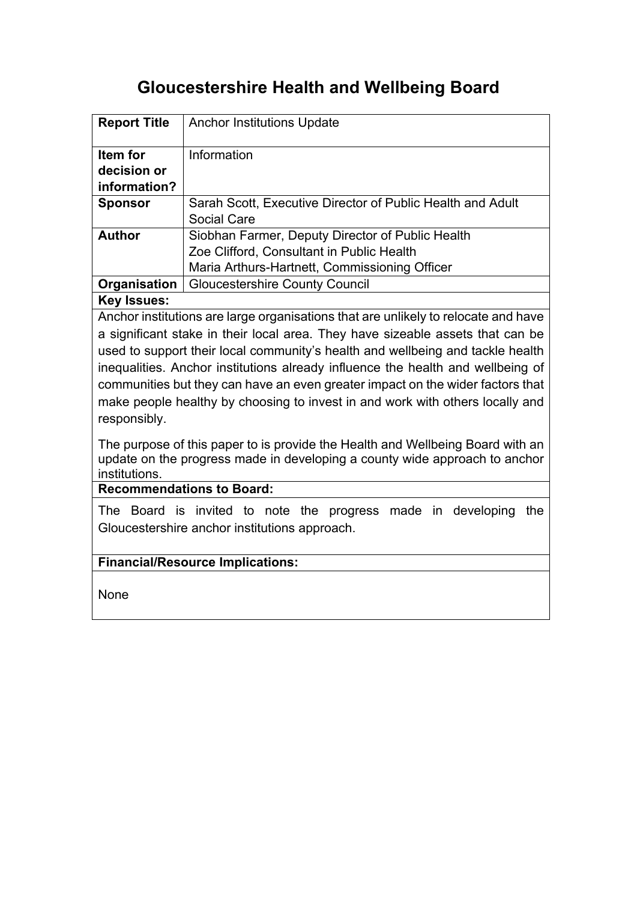# Gloucestershire Health and Wellbeing Board

| **Report Title** | Anchor Institutions Update |
|---|---|
| **Item for decision or information?** | Information |
| **Sponsor** | Sarah Scott, Executive Director of Public Health and Adult Social Care |
| **Author** | Siobhan Farmer, Deputy Director of Public Health<br>Zoe Clifford, Consultant in Public Health<br>Maria Arthurs-Hartnett, Commissioning Officer |
| **Organisation** | Gloucestershire County Council |

**Key Issues:**

Anchor institutions are large organisations that are unlikely to relocate and have a significant stake in their local area. They have sizeable assets that can be used to support their local community's health and wellbeing and tackle health inequalities. Anchor institutions already influence the health and wellbeing of communities but they can have an even greater impact on the wider factors that make people healthy by choosing to invest in and work with others locally and responsibly.

The purpose of this paper to is provide the Health and Wellbeing Board with an update on the progress made in developing a county wide approach to anchor institutions.

**Recommendations to Board:**

The Board is invited to note the progress made in developing the Gloucestershire anchor institutions approach.

**Financial/Resource Implications:**

None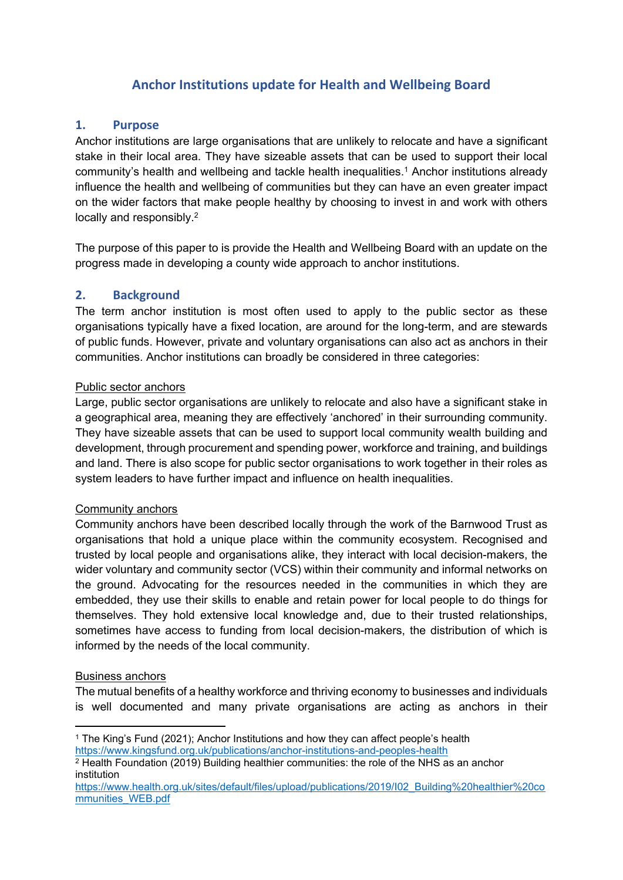# Anchor Institutions update for Health and Wellbeing Board

## 1. Purpose

Anchor institutions are large organisations that are unlikely to relocate and have a significant stake in their local area. They have sizeable assets that can be used to support their local community's health and wellbeing and tackle health inequalities.[1] Anchor institutions already influence the health and wellbeing of communities but they can have an even greater impact on the wider factors that make people healthy by choosing to invest in and work with others locally and responsibly.[2]

The purpose of this paper to is provide the Health and Wellbeing Board with an update on the progress made in developing a county wide approach to anchor institutions.

## 2. Background

The term anchor institution is most often used to apply to the public sector as these organisations typically have a fixed location, are around for the long-term, and are stewards of public funds. However, private and voluntary organisations can also act as anchors in their communities. Anchor institutions can broadly be considered in three categories:

Public sector anchors

Large, public sector organisations are unlikely to relocate and also have a significant stake in a geographical area, meaning they are effectively 'anchored' in their surrounding community. They have sizeable assets that can be used to support local community wealth building and development, through procurement and spending power, workforce and training, and buildings and land. There is also scope for public sector organisations to work together in their roles as system leaders to have further impact and influence on health inequalities.

Community anchors

Community anchors have been described locally through the work of the Barnwood Trust as organisations that hold a unique place within the community ecosystem. Recognised and trusted by local people and organisations alike, they interact with local decision-makers, the wider voluntary and community sector (VCS) within their community and informal networks on the ground. Advocating for the resources needed in the communities in which they are embedded, they use their skills to enable and retain power for local people to do things for themselves. They hold extensive local knowledge and, due to their trusted relationships, sometimes have access to funding from local decision-makers, the distribution of which is informed by the needs of the local community.

Business anchors

The mutual benefits of a healthy workforce and thriving economy to businesses and individuals is well documented and many private organisations are acting as anchors in their

---

[1] The King's Fund (2021); Anchor Institutions and how they can affect people's health https://www.kingsfund.org.uk/publications/anchor-institutions-and-peoples-health

[2] Health Foundation (2019) Building healthier communities: the role of the NHS as an anchor institution https://www.health.org.uk/sites/default/files/upload/publications/2019/I02_Building%20healthier%20communities_WEB.pdf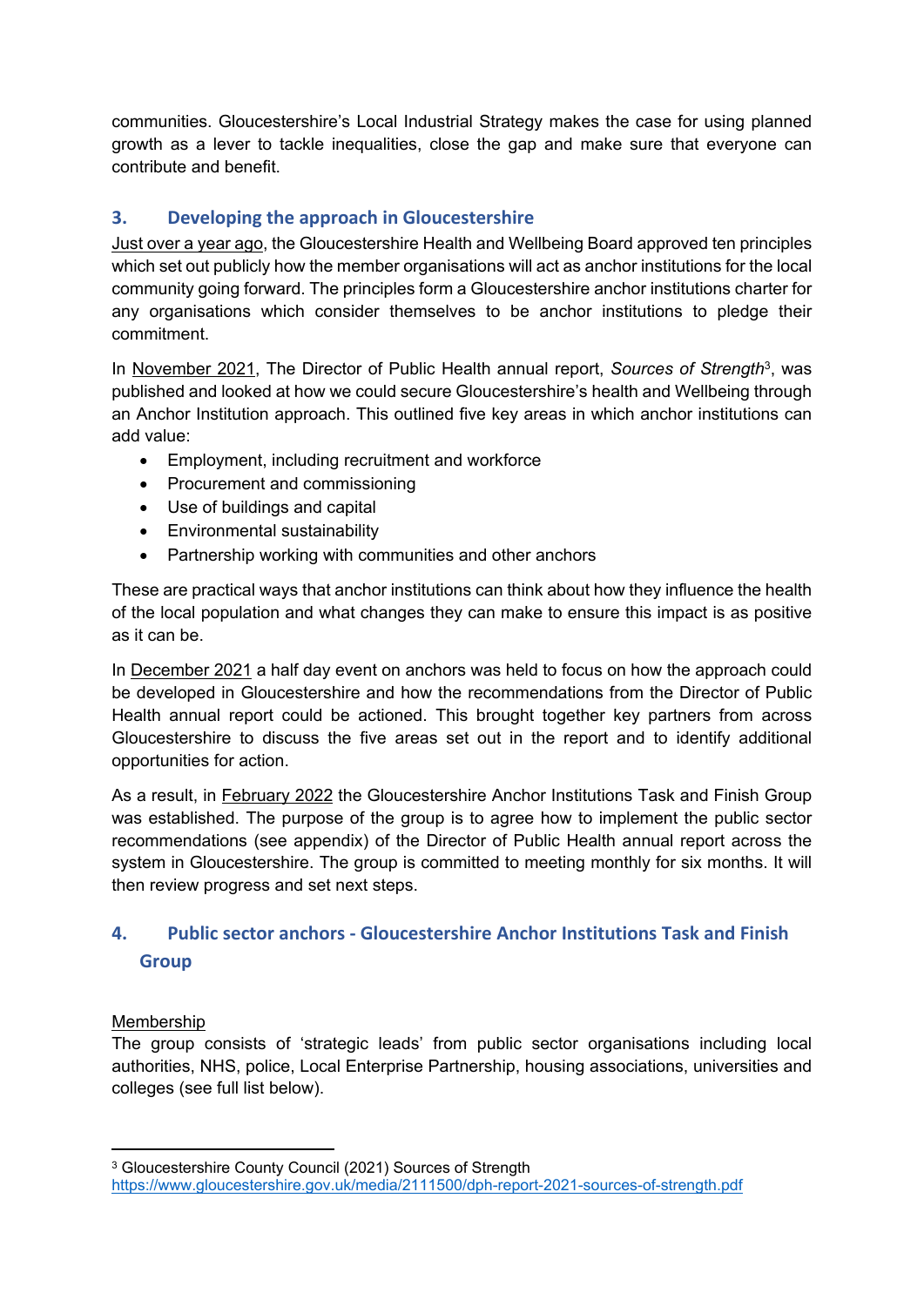communities. Gloucestershire's Local Industrial Strategy makes the case for using planned growth as a lever to tackle inequalities, close the gap and make sure that everyone can contribute and benefit.

## 3. Developing the approach in Gloucestershire

Just over a year ago, the Gloucestershire Health and Wellbeing Board approved ten principles which set out publicly how the member organisations will act as anchor institutions for the local community going forward. The principles form a Gloucestershire anchor institutions charter for any organisations which consider themselves to be anchor institutions to pledge their commitment.

In November 2021, The Director of Public Health annual report, *Sources of Strength*[3], was published and looked at how we could secure Gloucestershire's health and Wellbeing through an Anchor Institution approach. This outlined five key areas in which anchor institutions can add value:

- Employment, including recruitment and workforce
- Procurement and commissioning
- Use of buildings and capital
- Environmental sustainability
- Partnership working with communities and other anchors

These are practical ways that anchor institutions can think about how they influence the health of the local population and what changes they can make to ensure this impact is as positive as it can be.

In December 2021 a half day event on anchors was held to focus on how the approach could be developed in Gloucestershire and how the recommendations from the Director of Public Health annual report could be actioned. This brought together key partners from across Gloucestershire to discuss the five areas set out in the report and to identify additional opportunities for action.

As a result, in February 2022 the Gloucestershire Anchor Institutions Task and Finish Group was established. The purpose of the group is to agree how to implement the public sector recommendations (see appendix) of the Director of Public Health annual report across the system in Gloucestershire. The group is committed to meeting monthly for six months. It will then review progress and set next steps.

## 4. Public sector anchors - Gloucestershire Anchor Institutions Task and Finish Group

Membership

The group consists of 'strategic leads' from public sector organisations including local authorities, NHS, police, Local Enterprise Partnership, housing associations, universities and colleges (see full list below).

[3] Gloucestershire County Council (2021) Sources of Strength https://www.gloucestershire.gov.uk/media/2111500/dph-report-2021-sources-of-strength.pdf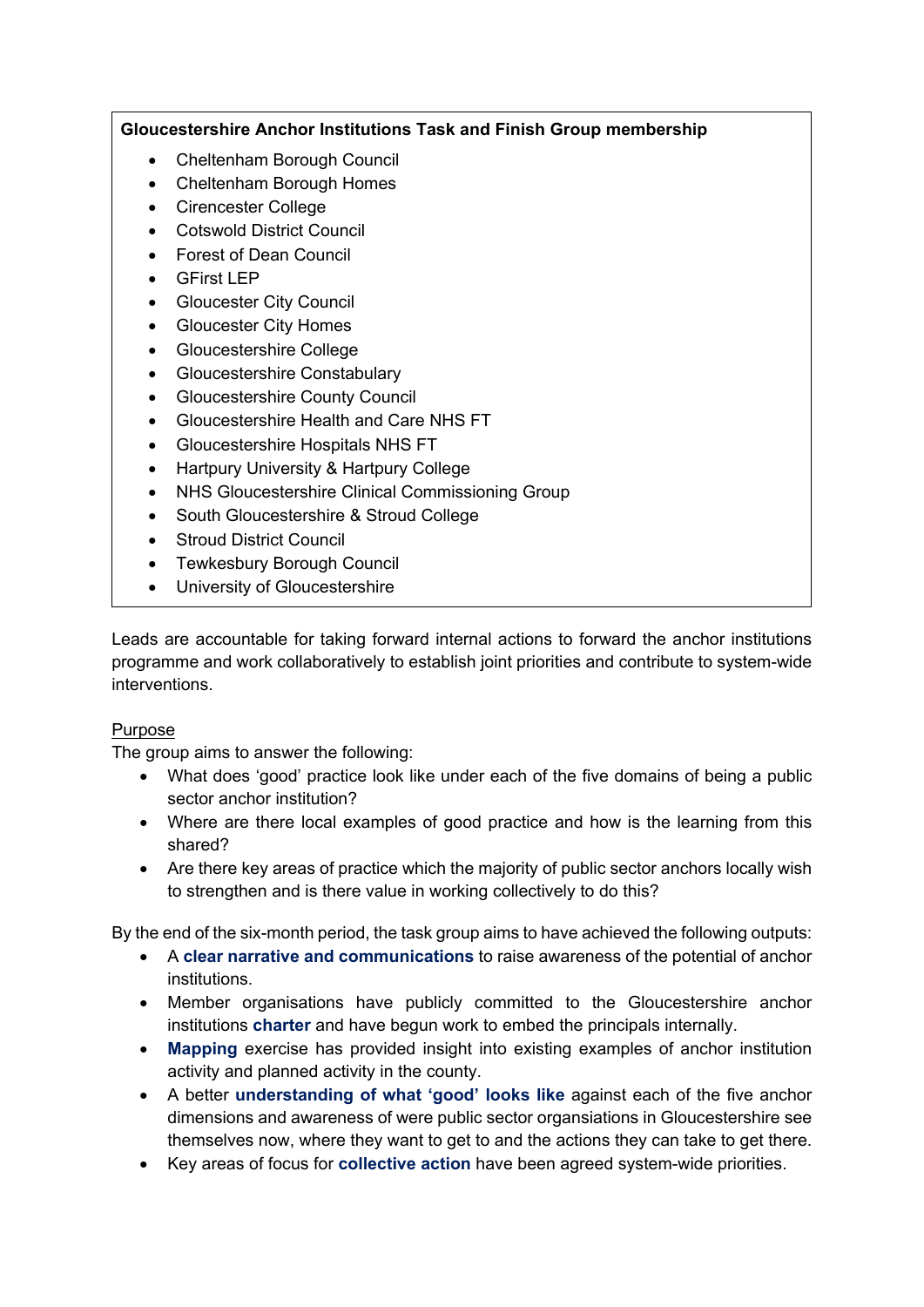**Gloucestershire Anchor Institutions Task and Finish Group membership**

- Cheltenham Borough Council
- Cheltenham Borough Homes
- Cirencester College
- Cotswold District Council
- Forest of Dean Council
- GFirst LEP
- Gloucester City Council
- Gloucester City Homes
- Gloucestershire College
- Gloucestershire Constabulary
- Gloucestershire County Council
- Gloucestershire Health and Care NHS FT
- Gloucestershire Hospitals NHS FT
- Hartpury University & Hartpury College
- NHS Gloucestershire Clinical Commissioning Group
- South Gloucestershire & Stroud College
- Stroud District Council
- Tewkesbury Borough Council
- University of Gloucestershire

Leads are accountable for taking forward internal actions to forward the anchor institutions programme and work collaboratively to establish joint priorities and contribute to system-wide interventions.

<u>Purpose</u>

The group aims to answer the following:

- What does 'good' practice look like under each of the five domains of being a public sector anchor institution?
- Where are there local examples of good practice and how is the learning from this shared?
- Are there key areas of practice which the majority of public sector anchors locally wish to strengthen and is there value in working collectively to do this?

By the end of the six-month period, the task group aims to have achieved the following outputs:

- A **clear narrative and communications** to raise awareness of the potential of anchor institutions.
- Member organisations have publicly committed to the Gloucestershire anchor institutions **charter** and have begun work to embed the principals internally.
- **Mapping** exercise has provided insight into existing examples of anchor institution activity and planned activity in the county.
- A better **understanding of what 'good' looks like** against each of the five anchor dimensions and awareness of were public sector organsiations in Gloucestershire see themselves now, where they want to get to and the actions they can take to get there.
- Key areas of focus for **collective action** have been agreed system-wide priorities.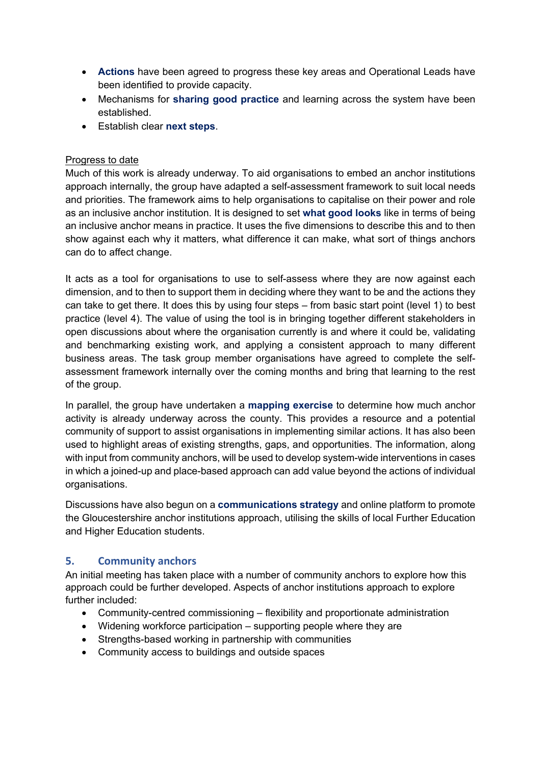- **Actions** have been agreed to progress these key areas and Operational Leads have been identified to provide capacity.
- Mechanisms for **sharing good practice** and learning across the system have been established.
- Establish clear **next steps**.

<u>Progress to date</u>

Much of this work is already underway. To aid organisations to embed an anchor institutions approach internally, the group have adapted a self-assessment framework to suit local needs and priorities. The framework aims to help organisations to capitalise on their power and role as an inclusive anchor institution. It is designed to set **what good looks** like in terms of being an inclusive anchor means in practice. It uses the five dimensions to describe this and to then show against each why it matters, what difference it can make, what sort of things anchors can do to affect change.

It acts as a tool for organisations to use to self-assess where they are now against each dimension, and to then to support them in deciding where they want to be and the actions they can take to get there. It does this by using four steps – from basic start point (level 1) to best practice (level 4). The value of using the tool is in bringing together different stakeholders in open discussions about where the organisation currently is and where it could be, validating and benchmarking existing work, and applying a consistent approach to many different business areas. The task group member organisations have agreed to complete the self-assessment framework internally over the coming months and bring that learning to the rest of the group.

In parallel, the group have undertaken a **mapping exercise** to determine how much anchor activity is already underway across the county. This provides a resource and a potential community of support to assist organisations in implementing similar actions. It has also been used to highlight areas of existing strengths, gaps, and opportunities. The information, along with input from community anchors, will be used to develop system-wide interventions in cases in which a joined-up and place-based approach can add value beyond the actions of individual organisations.

Discussions have also begun on a **communications strategy** and online platform to promote the Gloucestershire anchor institutions approach, utilising the skills of local Further Education and Higher Education students.

## 5. Community anchors

An initial meeting has taken place with a number of community anchors to explore how this approach could be further developed. Aspects of anchor institutions approach to explore further included:

- Community-centred commissioning – flexibility and proportionate administration
- Widening workforce participation – supporting people where they are
- Strengths-based working in partnership with communities
- Community access to buildings and outside spaces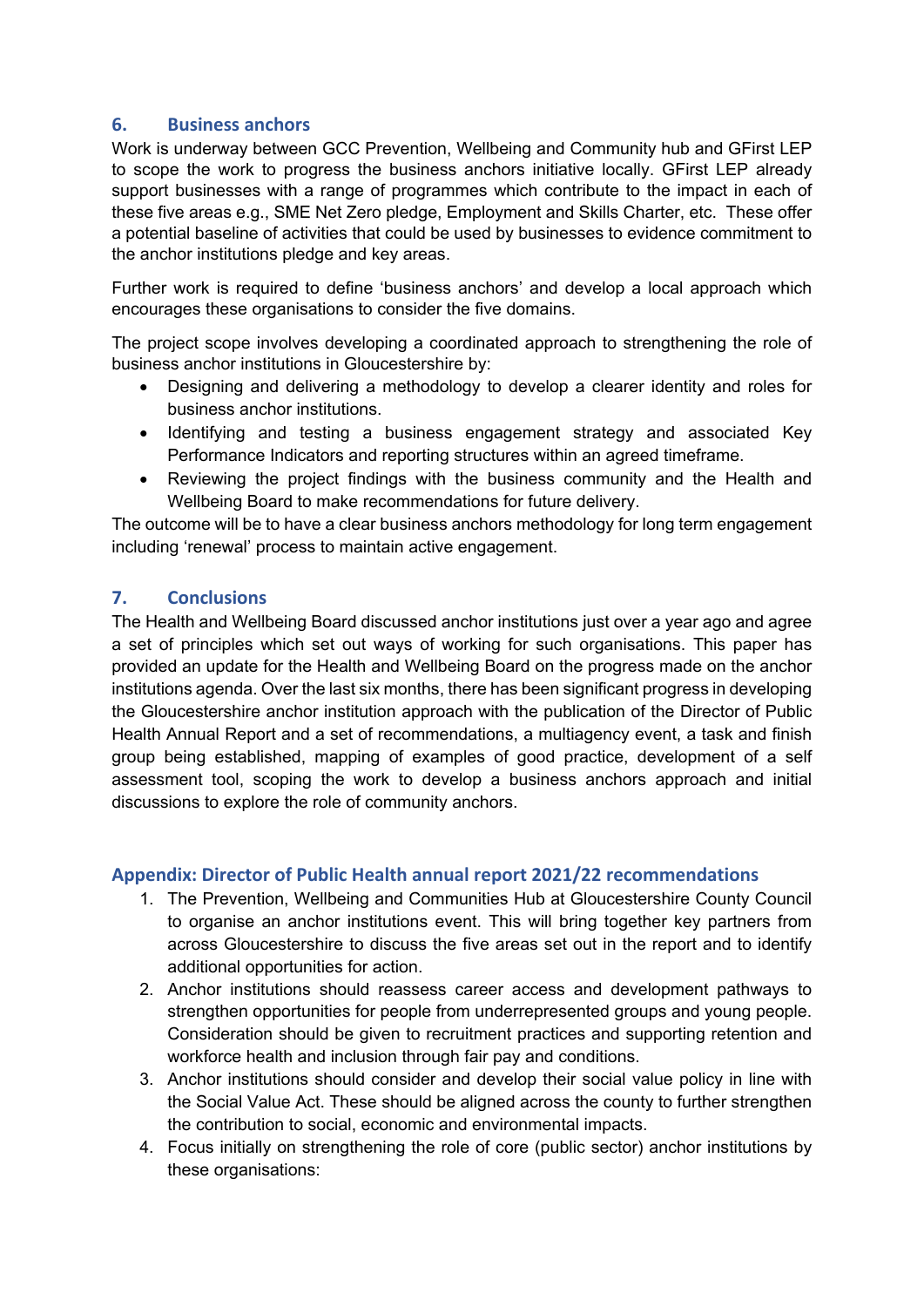## 6. Business anchors

Work is underway between GCC Prevention, Wellbeing and Community hub and GFirst LEP to scope the work to progress the business anchors initiative locally. GFirst LEP already support businesses with a range of programmes which contribute to the impact in each of these five areas e.g., SME Net Zero pledge, Employment and Skills Charter, etc. These offer a potential baseline of activities that could be used by businesses to evidence commitment to the anchor institutions pledge and key areas.

Further work is required to define 'business anchors' and develop a local approach which encourages these organisations to consider the five domains.

The project scope involves developing a coordinated approach to strengthening the role of business anchor institutions in Gloucestershire by:

- Designing and delivering a methodology to develop a clearer identity and roles for business anchor institutions.
- Identifying and testing a business engagement strategy and associated Key Performance Indicators and reporting structures within an agreed timeframe.
- Reviewing the project findings with the business community and the Health and Wellbeing Board to make recommendations for future delivery.

The outcome will be to have a clear business anchors methodology for long term engagement including 'renewal' process to maintain active engagement.

## 7. Conclusions

The Health and Wellbeing Board discussed anchor institutions just over a year ago and agree a set of principles which set out ways of working for such organisations. This paper has provided an update for the Health and Wellbeing Board on the progress made on the anchor institutions agenda. Over the last six months, there has been significant progress in developing the Gloucestershire anchor institution approach with the publication of the Director of Public Health Annual Report and a set of recommendations, a multiagency event, a task and finish group being established, mapping of examples of good practice, development of a self assessment tool, scoping the work to develop a business anchors approach and initial discussions to explore the role of community anchors.

## Appendix: Director of Public Health annual report 2021/22 recommendations

1. The Prevention, Wellbeing and Communities Hub at Gloucestershire County Council to organise an anchor institutions event. This will bring together key partners from across Gloucestershire to discuss the five areas set out in the report and to identify additional opportunities for action.
2. Anchor institutions should reassess career access and development pathways to strengthen opportunities for people from underrepresented groups and young people. Consideration should be given to recruitment practices and supporting retention and workforce health and inclusion through fair pay and conditions.
3. Anchor institutions should consider and develop their social value policy in line with the Social Value Act. These should be aligned across the county to further strengthen the contribution to social, economic and environmental impacts.
4. Focus initially on strengthening the role of core (public sector) anchor institutions by these organisations: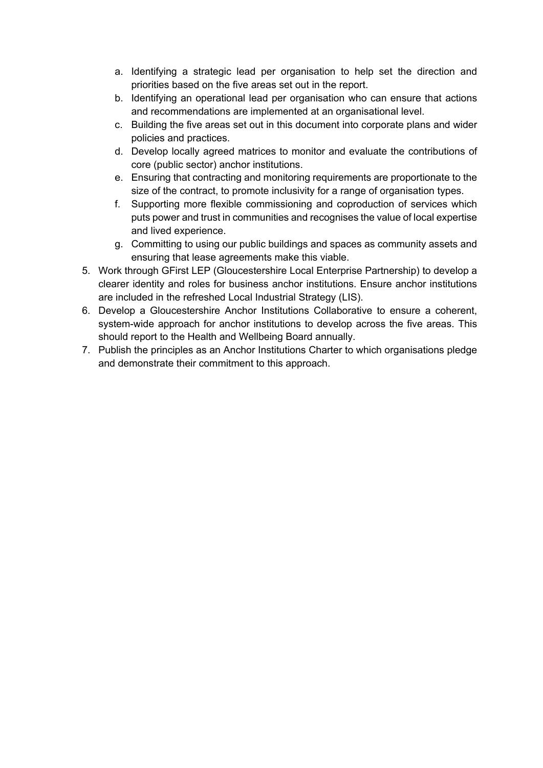a. Identifying a strategic lead per organisation to help set the direction and priorities based on the five areas set out in the report.
   b. Identifying an operational lead per organisation who can ensure that actions and recommendations are implemented at an organisational level.
   c. Building the five areas set out in this document into corporate plans and wider policies and practices.
   d. Develop locally agreed matrices to monitor and evaluate the contributions of core (public sector) anchor institutions.
   e. Ensuring that contracting and monitoring requirements are proportionate to the size of the contract, to promote inclusivity for a range of organisation types.
   f. Supporting more flexible commissioning and coproduction of services which puts power and trust in communities and recognises the value of local expertise and lived experience.
   g. Committing to using our public buildings and spaces as community assets and ensuring that lease agreements make this viable.

5. Work through GFirst LEP (Gloucestershire Local Enterprise Partnership) to develop a clearer identity and roles for business anchor institutions. Ensure anchor institutions are included in the refreshed Local Industrial Strategy (LIS).
6. Develop a Gloucestershire Anchor Institutions Collaborative to ensure a coherent, system-wide approach for anchor institutions to develop across the five areas. This should report to the Health and Wellbeing Board annually.
7. Publish the principles as an Anchor Institutions Charter to which organisations pledge and demonstrate their commitment to this approach.